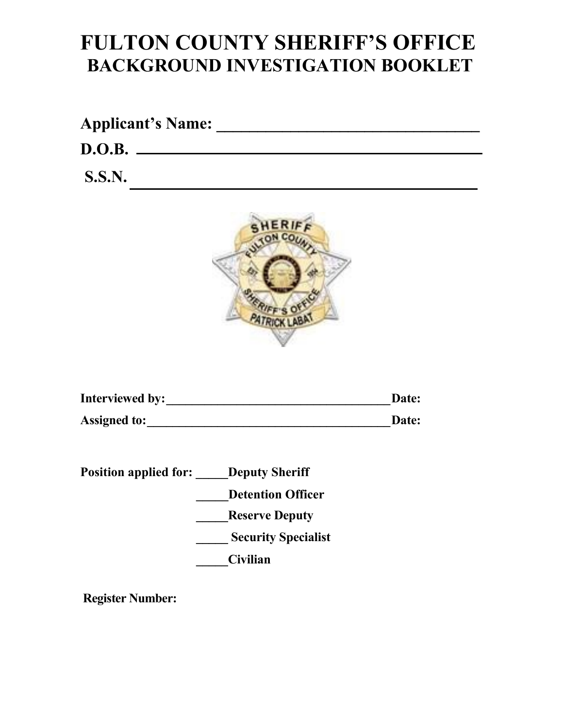# FULTON COUNTY SHERIFF'S OFFICE
## BACKGROUND INVESTIGATION BOOKLET

**Applicant's Name: _________________________________**

**D.O.B. _________________________________________**

**S.S.N. _________________________________________**

**Interviewed by:____________________________________Date:**

**Assigned to:_______________________________________Date:**

**Position applied for: _____Deputy Sheriff**

**_____Detention Officer**

**_____Reserve Deputy**

**_____ Security Specialist**

**_____Civilian**

**Register Number:**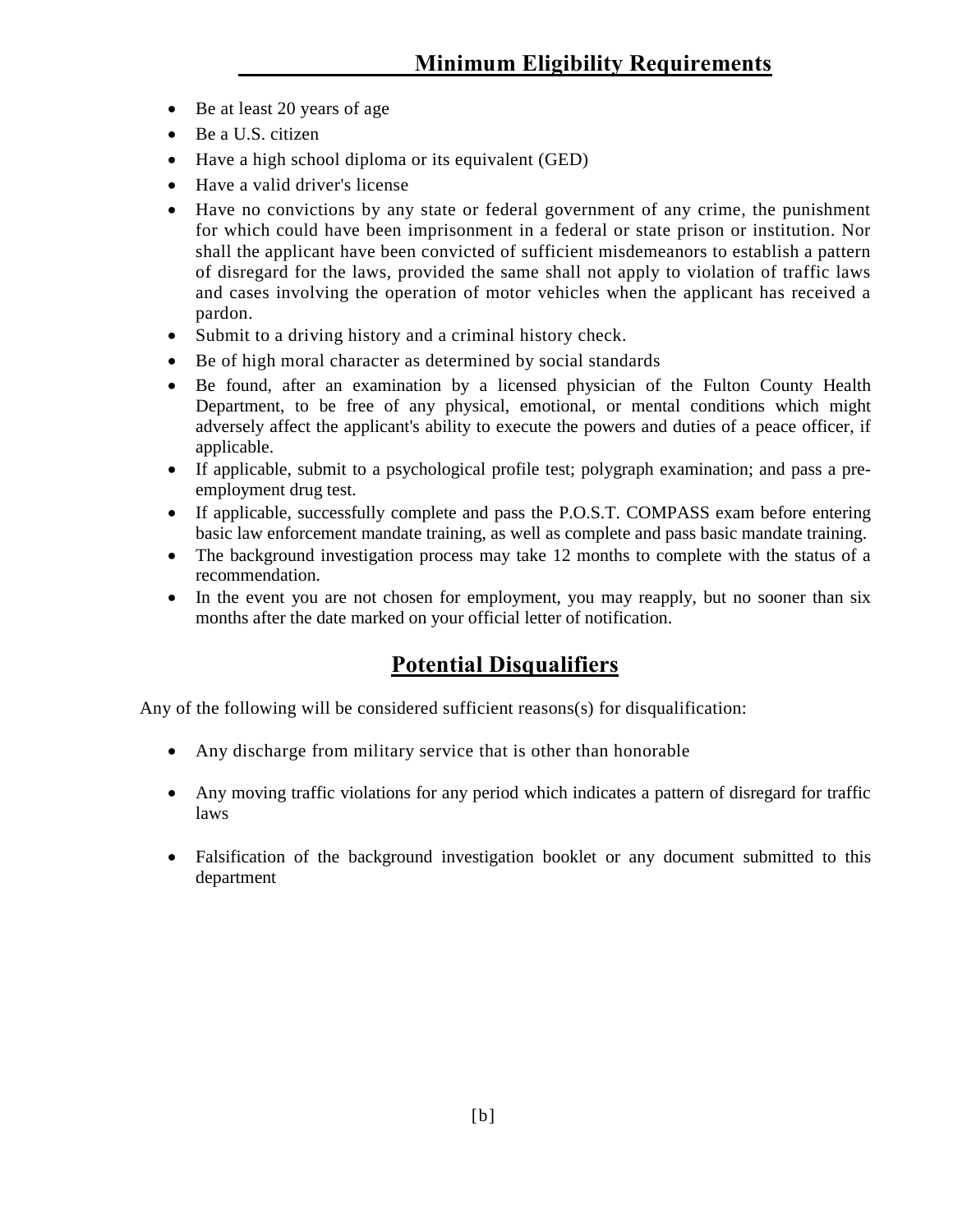## Minimum Eligibility Requirements

- Be at least 20 years of age
- Be a U.S. citizen
- Have a high school diploma or its equivalent (GED)
- Have a valid driver's license
- Have no convictions by any state or federal government of any crime, the punishment for which could have been imprisonment in a federal or state prison or institution. Nor shall the applicant have been convicted of sufficient misdemeanors to establish a pattern of disregard for the laws, provided the same shall not apply to violation of traffic laws and cases involving the operation of motor vehicles when the applicant has received a pardon.
- Submit to a driving history and a criminal history check.
- Be of high moral character as determined by social standards
- Be found, after an examination by a licensed physician of the Fulton County Health Department, to be free of any physical, emotional, or mental conditions which might adversely affect the applicant's ability to execute the powers and duties of a peace officer, if applicable.
- If applicable, submit to a psychological profile test; polygraph examination; and pass a pre-employment drug test.
- If applicable, successfully complete and pass the P.O.S.T. COMPASS exam before entering basic law enforcement mandate training, as well as complete and pass basic mandate training.
- The background investigation process may take 12 months to complete with the status of a recommendation.
- In the event you are not chosen for employment, you may reapply, but no sooner than six months after the date marked on your official letter of notification.

## Potential Disqualifiers

Any of the following will be considered sufficient reasons(s) for disqualification:

- Any discharge from military service that is other than honorable
- Any moving traffic violations for any period which indicates a pattern of disregard for traffic laws
- Falsification of the background investigation booklet or any document submitted to this department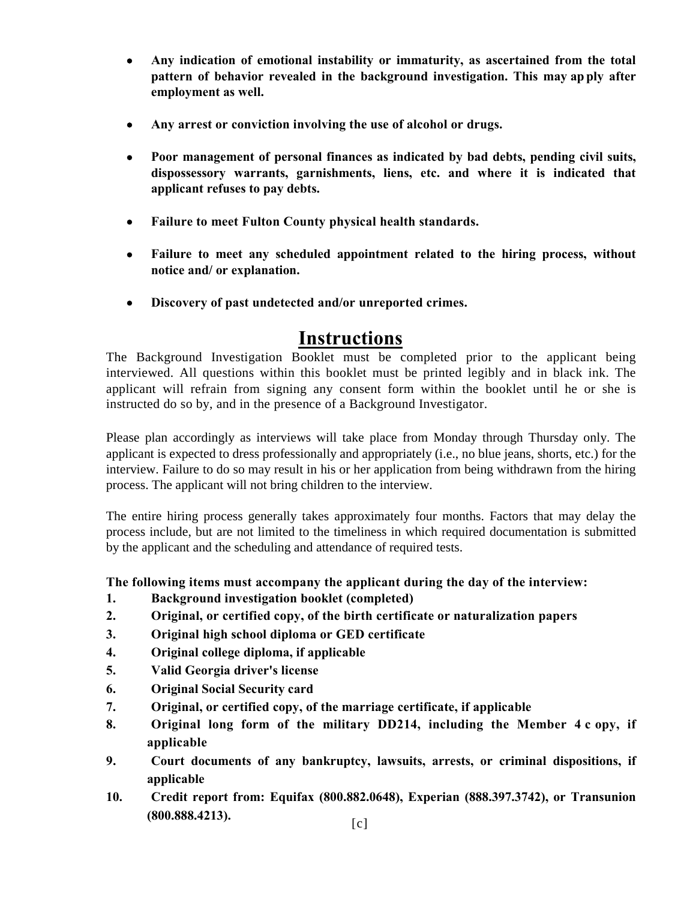- **Any indication of emotional instability or immaturity, as ascertained from the total pattern of behavior revealed in the background investigation. This may ap ply after employment as well.**

- **Any arrest or conviction involving the use of alcohol or drugs.**

- **Poor management of personal finances as indicated by bad debts, pending civil suits, dispossessory warrants, garnishments, liens, etc. and where it is indicated that applicant refuses to pay debts.**

- **Failure to meet Fulton County physical health standards.**

- **Failure to meet any scheduled appointment related to the hiring process, without notice and/ or explanation.**

- **Discovery of past undetected and/or unreported crimes.**

# Instructions

The Background Investigation Booklet must be completed prior to the applicant being interviewed. All questions within this booklet must be printed legibly and in black ink. The applicant will refrain from signing any consent form within the booklet until he or she is instructed do so by, and in the presence of a Background Investigator.

Please plan accordingly as interviews will take place from Monday through Thursday only. The applicant is expected to dress professionally and appropriately (i.e., no blue jeans, shorts, etc.) for the interview. Failure to do so may result in his or her application from being withdrawn from the hiring process. The applicant will not bring children to the interview.

The entire hiring process generally takes approximately four months. Factors that may delay the process include, but are not limited to the timeliness in which required documentation is submitted by the applicant and the scheduling and attendance of required tests.

**The following items must accompany the applicant during the day of the interview:**

1. **Background investigation booklet (completed)**
2. **Original, or certified copy, of the birth certificate or naturalization papers**
3. **Original high school diploma or GED certificate**
4. **Original college diploma, if applicable**
5. **Valid Georgia driver's license**
6. **Original Social Security card**
7. **Original, or certified copy, of the marriage certificate, if applicable**
8. **Original long form of the military DD214, including the Member 4 c opy, if applicable**
9. **Court documents of any bankruptcy, lawsuits, arrests, or criminal dispositions, if applicable**
10. **Credit report from: Equifax (800.882.0648), Experian (888.397.3742), or Transunion (800.888.4213).**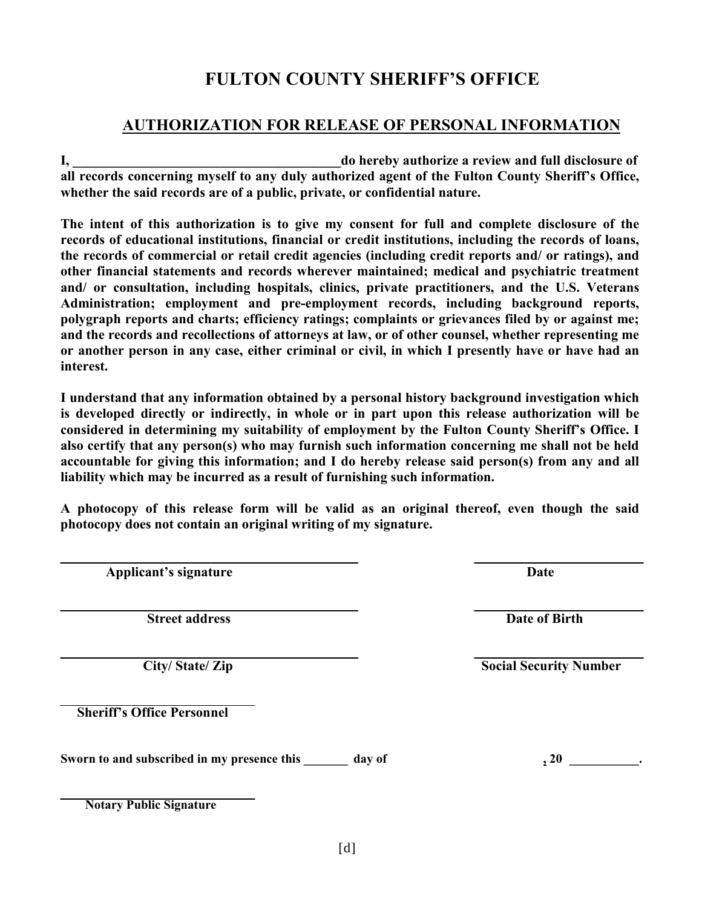# FULTON COUNTY SHERIFF'S OFFICE

## AUTHORIZATION FOR RELEASE OF PERSONAL INFORMATION

**I, ________________________________________ do hereby authorize a review and full disclosure of all records concerning myself to any duly authorized agent of the Fulton County Sheriff's Office, whether the said records are of a public, private, or confidential nature.**

**The intent of this authorization is to give my consent for full and complete disclosure of the records of educational institutions, financial or credit institutions, including the records of loans, the records of commercial or retail credit agencies (including credit reports and/ or ratings), and other financial statements and records wherever maintained; medical and psychiatric treatment and/ or consultation, including hospitals, clinics, private practitioners, and the U.S. Veterans Administration; employment and pre-employment records, including background reports, polygraph reports and charts; efficiency ratings; complaints or grievances filed by or against me; and the records and recollections of attorneys at law, or of other counsel, whether representing me or another person in any case, either criminal or civil, in which I presently have or have had an interest.**

**I understand that any information obtained by a personal history background investigation which is developed directly or indirectly, in whole or in part upon this release authorization will be considered in determining my suitability of employment by the Fulton County Sheriff's Office. I also certify that any person(s) who may furnish such information concerning me shall not be held accountable for giving this information; and I do hereby release said person(s) from any and all liability which may be incurred as a result of furnishing such information.**

**A photocopy of this release form will be valid as an original thereof, even though the said photocopy does not contain an original writing of my signature.**

_______________________________________ &nbsp;&nbsp;&nbsp;&nbsp; ______________________
**Applicant's signature** &nbsp;&nbsp;&nbsp;&nbsp; **Date**

_______________________________________ &nbsp;&nbsp;&nbsp;&nbsp; ______________________
**Street address** &nbsp;&nbsp;&nbsp;&nbsp; **Date of Birth**

_______________________________________ &nbsp;&nbsp;&nbsp;&nbsp; ______________________
**City/ State/ Zip** &nbsp;&nbsp;&nbsp;&nbsp; **Social Security Number**

__________________________
**Sheriff's Office Personnel**

**Sworn to and subscribed in my presence this _______ day of , 20 ___________.**

__________________________
**Notary Public Signature**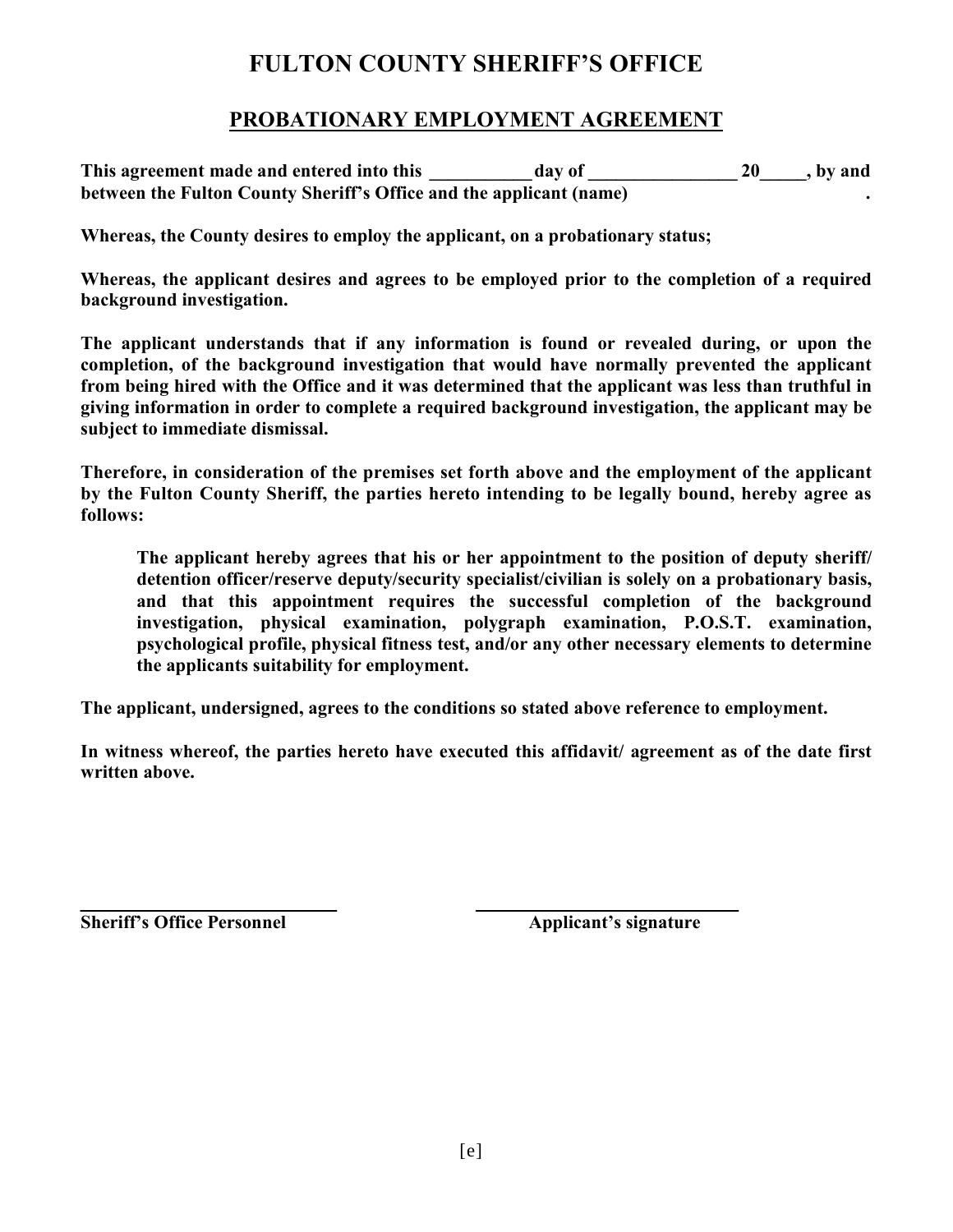# FULTON COUNTY SHERIFF'S OFFICE

## PROBATIONARY EMPLOYMENT AGREEMENT

**This agreement made and entered into this \_\_\_\_\_\_\_\_\_\_\_ day of \_\_\_\_\_\_\_\_\_\_\_\_\_\_\_\_ 20\_\_\_\_\_, by and between the Fulton County Sheriff's Office and the applicant (name) .**

**Whereas, the County desires to employ the applicant, on a probationary status;**

**Whereas, the applicant desires and agrees to be employed prior to the completion of a required background investigation.**

**The applicant understands that if any information is found or revealed during, or upon the completion, of the background investigation that would have normally prevented the applicant from being hired with the Office and it was determined that the applicant was less than truthful in giving information in order to complete a required background investigation, the applicant may be subject to immediate dismissal.**

**Therefore, in consideration of the premises set forth above and the employment of the applicant by the Fulton County Sheriff, the parties hereto intending to be legally bound, hereby agree as follows:**

> **The applicant hereby agrees that his or her appointment to the position of deputy sheriff/ detention officer/reserve deputy/security specialist/civilian is solely on a probationary basis, and that this appointment requires the successful completion of the background investigation, physical examination, polygraph examination, P.O.S.T. examination, psychological profile, physical fitness test, and/or any other necessary elements to determine the applicants suitability for employment.**

**The applicant, undersigned, agrees to the conditions so stated above reference to employment.**

**In witness whereof, the parties hereto have executed this affidavit/ agreement as of the date first written above.**

\_\_\_\_\_\_\_\_\_\_\_\_\_\_\_\_\_\_\_\_\_\_\_\_\_\_\_\_\_\_ &nbsp;&nbsp;&nbsp;&nbsp;&nbsp;&nbsp;&nbsp;&nbsp; \_\_\_\_\_\_\_\_\_\_\_\_\_\_\_\_\_\_\_\_\_\_\_\_\_\_\_\_\_\_

**Sheriff's Office Personnel** &nbsp;&nbsp;&nbsp;&nbsp;&nbsp;&nbsp;&nbsp;&nbsp; **Applicant's signature**

[e]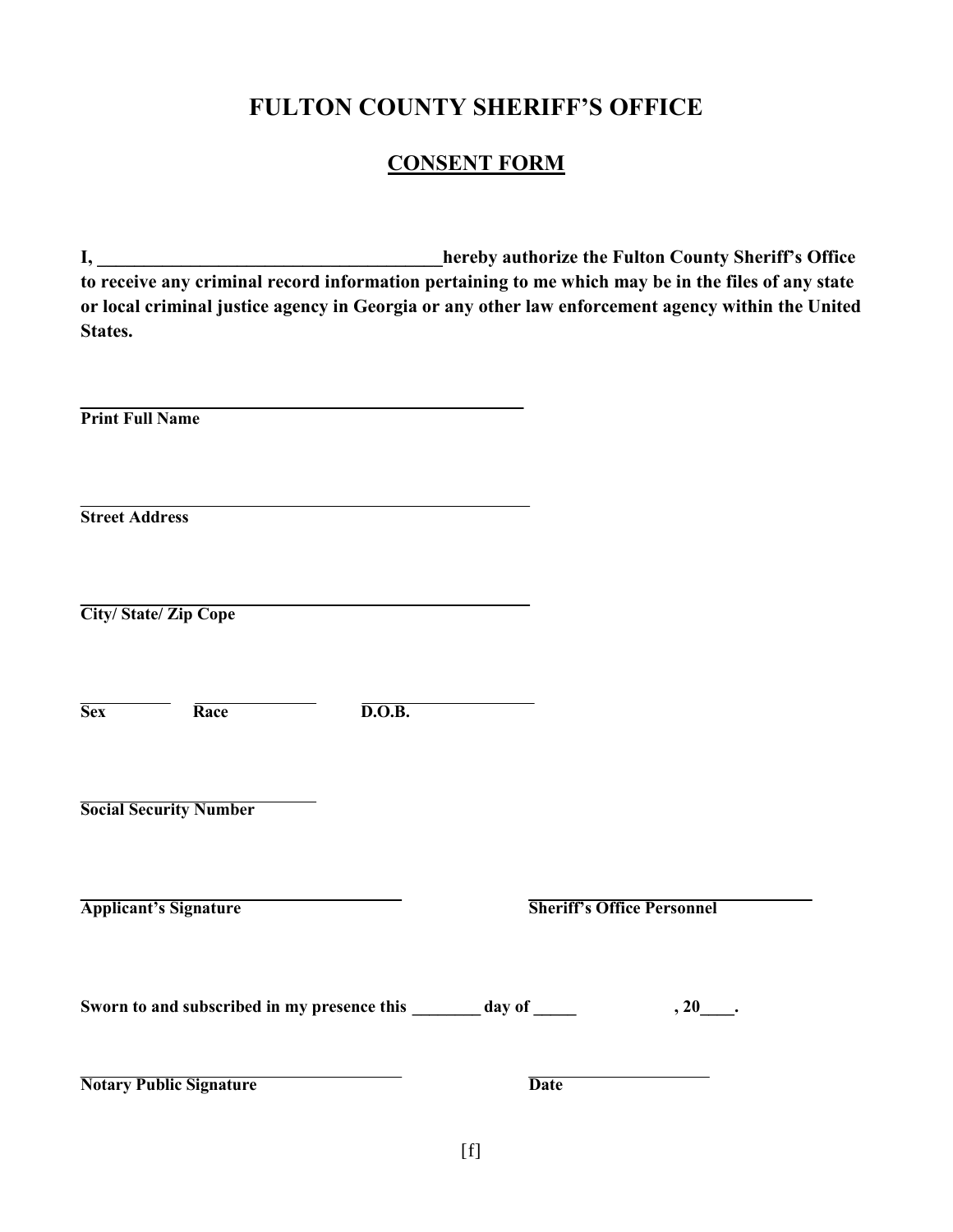# FULTON COUNTY SHERIFF'S OFFICE

## CONSENT FORM

**I, ______________________________________hereby authorize the Fulton County Sheriff's Office to receive any criminal record information pertaining to me which may be in the files of any state or local criminal justice agency in Georgia or any other law enforcement agency within the United States.**

**______________________________________________**
**Print Full Name**

______________________________________________
**Street Address**

______________________________________________
**City/ State/ Zip Cope**

__________ ____________ ________________
**Sex** **Race** **D.O.B.**

________________________
**Social Security Number**

________________________________ ________________________________
**Applicant's Signature** **Sheriff's Office Personnel**

**Sworn to and subscribed in my presence this ________ day of _____ , 20____.**

________________________________ ____________________
**Notary Public Signature** **Date**

[f]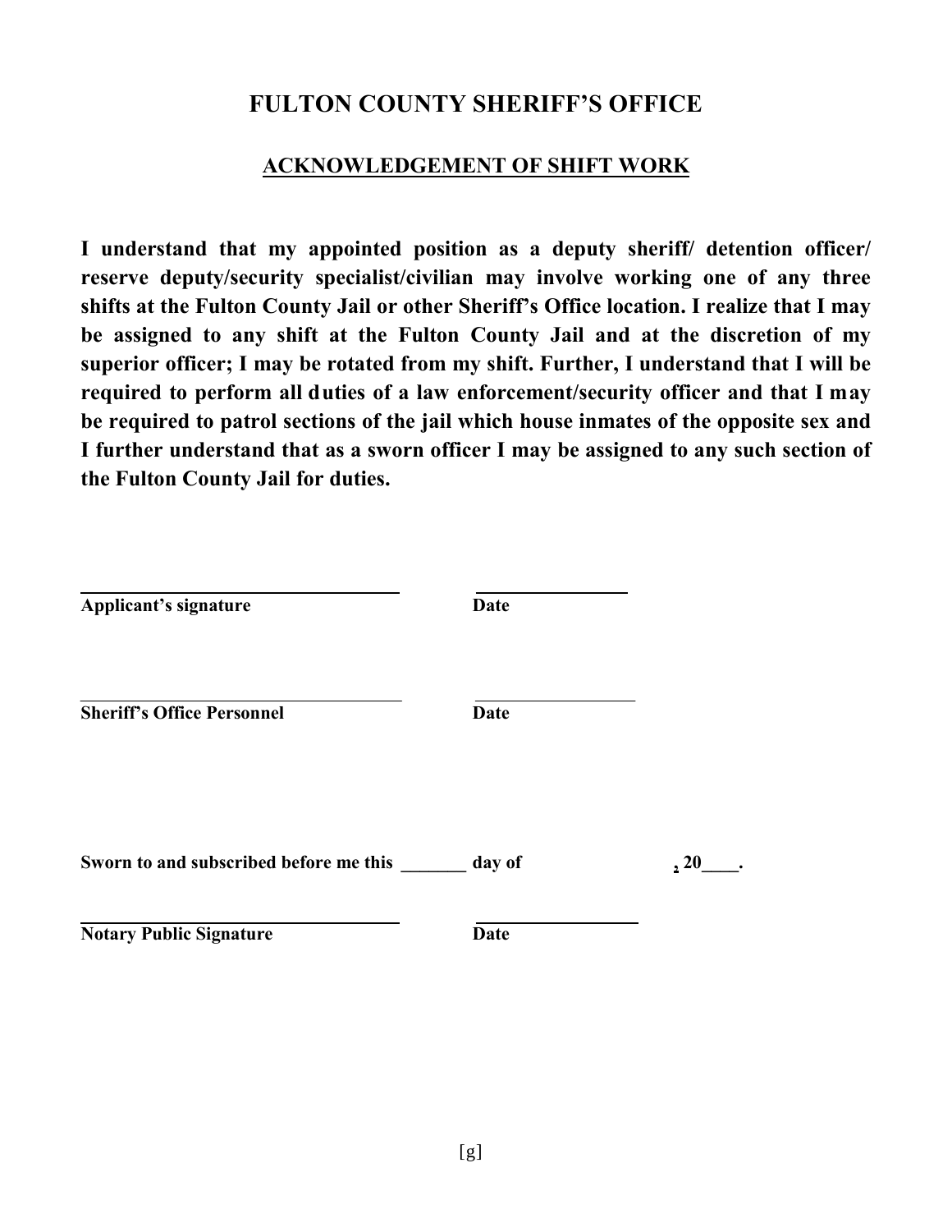# FULTON COUNTY SHERIFF'S OFFICE

## ACKNOWLEDGEMENT OF SHIFT WORK

**I understand that my appointed position as a deputy sheriff/ detention officer/ reserve deputy/security specialist/civilian may involve working one of any three shifts at the Fulton County Jail or other Sheriff's Office location. I realize that I may be assigned to any shift at the Fulton County Jail and at the discretion of my superior officer; I may be rotated from my shift. Further, I understand that I will be required to perform all duties of a law enforcement/security officer and that I may be required to patrol sections of the jail which house inmates of the opposite sex and I further understand that as a sworn officer I may be assigned to any such section of the Fulton County Jail for duties.**

\_\_\_\_\_\_\_\_\_\_\_\_\_\_\_\_\_\_\_\_\_\_\_\_\_\_\_\_\_\_\_\_ \_\_\_\_\_\_\_\_\_\_\_\_\_\_\_\_

**Applicant's signature** **Date**

\_\_\_\_\_\_\_\_\_\_\_\_\_\_\_\_\_\_\_\_\_\_\_\_\_\_\_\_\_\_\_\_ \_\_\_\_\_\_\_\_\_\_\_\_\_\_\_\_

**Sheriff's Office Personnel** **Date**

**Sworn to and subscribed before me this \_\_\_\_\_\_\_ day of \_\_\_\_\_\_\_\_\_\_\_\_\_\_\_\_, 20\_\_\_\_.**

\_\_\_\_\_\_\_\_\_\_\_\_\_\_\_\_\_\_\_\_\_\_\_\_\_\_\_\_\_\_\_\_ \_\_\_\_\_\_\_\_\_\_\_\_\_\_\_\_

**Notary Public Signature** **Date**

[g]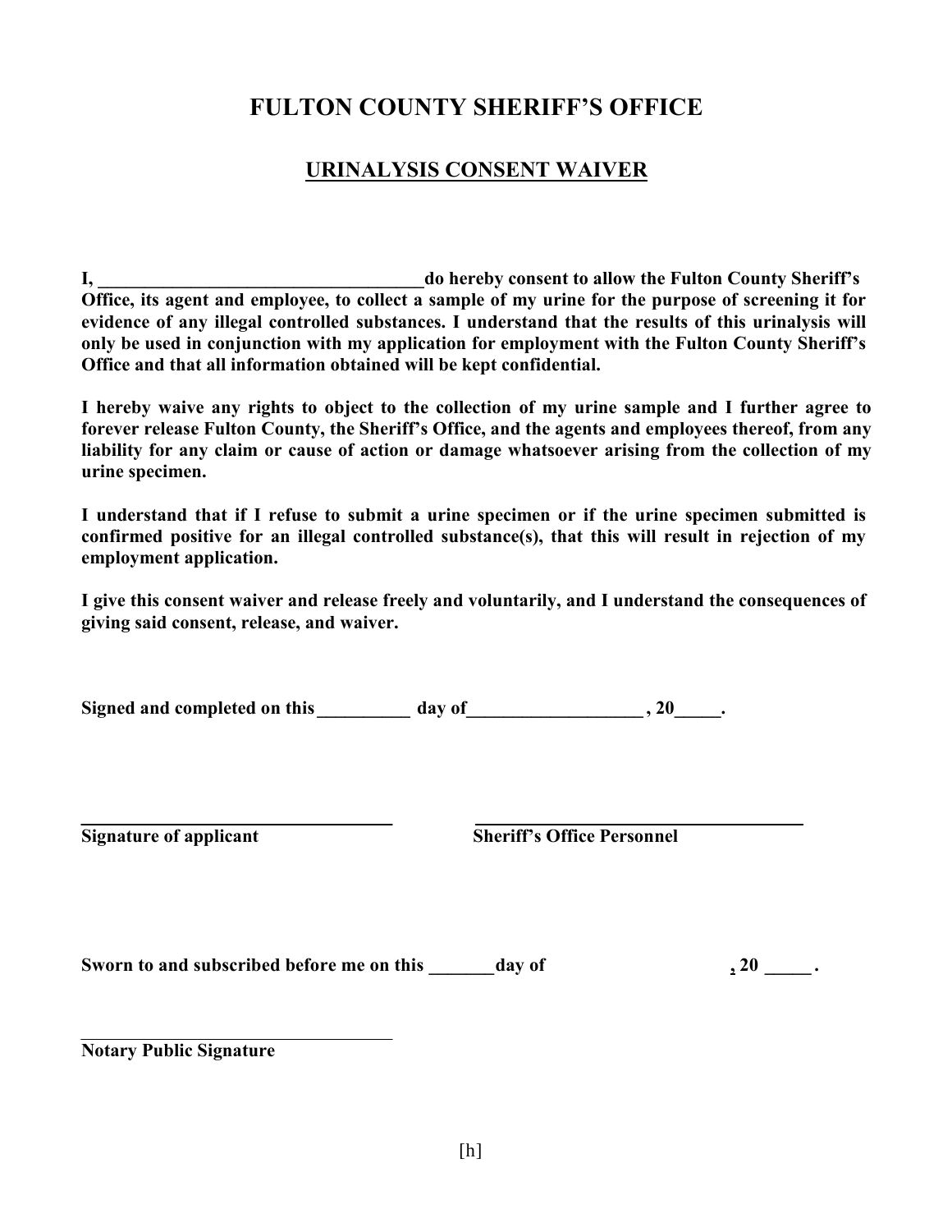# FULTON COUNTY SHERIFF'S OFFICE

## URINALYSIS CONSENT WAIVER

**I, ____________________________________ do hereby consent to allow the Fulton County Sheriff's Office, its agent and employee, to collect a sample of my urine for the purpose of screening it for evidence of any illegal controlled substances. I understand that the results of this urinalysis will only be used in conjunction with my application for employment with the Fulton County Sheriff's Office and that all information obtained will be kept confidential.**

**I hereby waive any rights to object to the collection of my urine sample and I further agree to forever release Fulton County, the Sheriff's Office, and the agents and employees thereof, from any liability for any claim or cause of action or damage whatsoever arising from the collection of my urine specimen.**

**I understand that if I refuse to submit a urine specimen or if the urine specimen submitted is confirmed positive for an illegal controlled substance(s), that this will result in rejection of my employment application.**

**I give this consent waiver and release freely and voluntarily, and I understand the consequences of giving said consent, release, and waiver.**

**Signed and completed on this __________ day of___________________ , 20_____.**

____________________________________ ____________________________________

**Signature of applicant** **Sheriff's Office Personnel**

**Sworn to and subscribed before me on this _______day of , 20 _____ .**

____________________________________

**Notary Public Signature**

[h]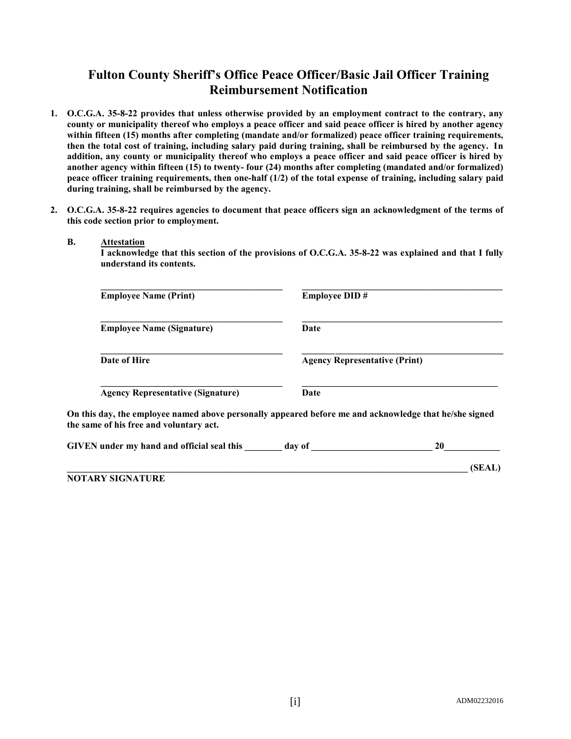# Fulton County Sheriff's Office Peace Officer/Basic Jail Officer Training Reimbursement Notification

1. **O.C.G.A. 35-8-22 provides that unless otherwise provided by an employment contract to the contrary, any county or municipality thereof who employs a peace officer and said peace officer is hired by another agency within fifteen (15) months after completing (mandate and/or formalized) peace officer training requirements, then the total cost of training, including salary paid during training, shall be reimbursed by the agency. In addition, any county or municipality thereof who employs a peace officer and said peace officer is hired by another agency within fifteen (15) to twenty- four (24) months after completing (mandated and/or formalized) peace officer training requirements, then one-half (1/2) of the total expense of training, including salary paid during training, shall be reimbursed by the agency.**

2. **O.C.G.A. 35-8-22 requires agencies to document that peace officers sign an acknowledgment of the terms of this code section prior to employment.**

**B. Attestation**

**I acknowledge that this section of the provisions of O.C.G.A. 35-8-22 was explained and that I fully understand its contents.**

| | |
|---|---|
| ______________________________ | ______________________________ |
| **Employee Name (Print)** | **Employee DID #** |
| ______________________________ | ______________________________ |
| **Employee Name (Signature)** | **Date** |
| ______________________________ | ______________________________ |
| **Date of Hire** | **Agency Representative (Print)** |
| ______________________________ | ______________________________ |
| **Agency Representative (Signature)** | **Date** |

**On this day, the employee named above personally appeared before me and acknowledge that he/she signed the same of his free and voluntary act.**

**GIVEN under my hand and official seal this ________ day of __________________________ 20____________**

**______________________________________________________________________________ (SEAL)**
**NOTARY SIGNATURE**

ADM02232016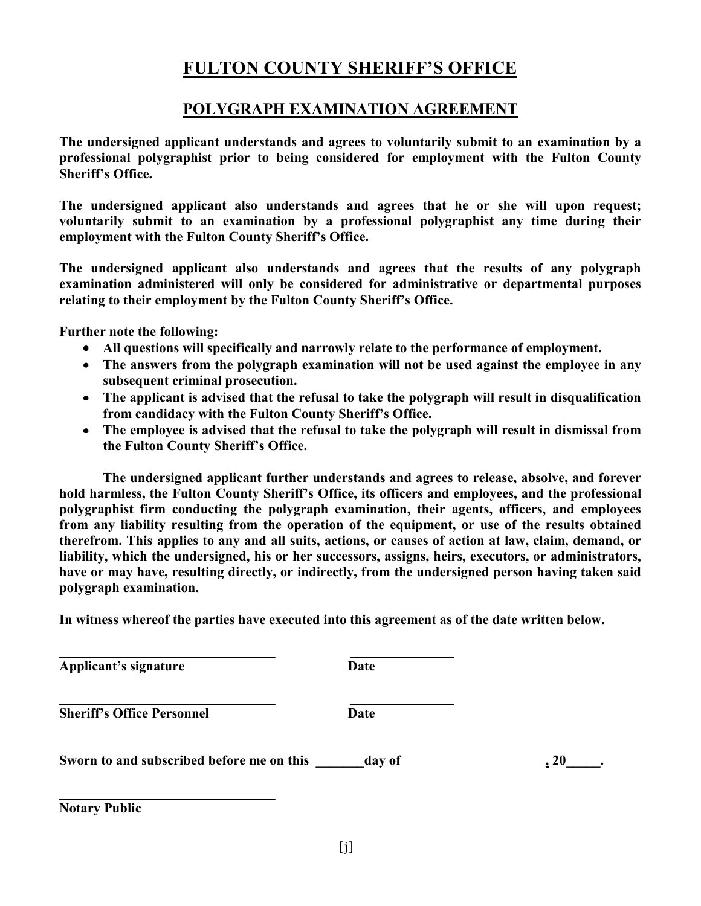# FULTON COUNTY SHERIFF'S OFFICE

## POLYGRAPH EXAMINATION AGREEMENT

**The undersigned applicant understands and agrees to voluntarily submit to an examination by a professional polygraphist prior to being considered for employment with the Fulton County Sheriff's Office.**

**The undersigned applicant also understands and agrees that he or she will upon request; voluntarily submit to an examination by a professional polygraphist any time during their employment with the Fulton County Sheriff's Office.**

**The undersigned applicant also understands and agrees that the results of any polygraph examination administered will only be considered for administrative or departmental purposes relating to their employment by the Fulton County Sheriff's Office.**

**Further note the following:**

- **All questions will specifically and narrowly relate to the performance of employment.**
- **The answers from the polygraph examination will not be used against the employee in any subsequent criminal prosecution.**
- **The applicant is advised that the refusal to take the polygraph will result in disqualification from candidacy with the Fulton County Sheriff's Office.**
- **The employee is advised that the refusal to take the polygraph will result in dismissal from the Fulton County Sheriff's Office.**

**The undersigned applicant further understands and agrees to release, absolve, and forever hold harmless, the Fulton County Sheriff's Office, its officers and employees, and the professional polygraphist firm conducting the polygraph examination, their agents, officers, and employees from any liability resulting from the operation of the equipment, or use of the results obtained therefrom. This applies to any and all suits, actions, or causes of action at law, claim, demand, or liability, which the undersigned, his or her successors, assigns, heirs, executors, or administrators, have or may have, resulting directly, or indirectly, from the undersigned person having taken said polygraph examination.**

**In witness whereof the parties have executed into this agreement as of the date written below.**

________________________________ ________________
**Applicant's signature** **Date**

________________________________ ________________
**Sheriff's Office Personnel** **Date**

**Sworn to and subscribed before me on this _______day of , 20_____.**

________________________________
**Notary Public**

[j]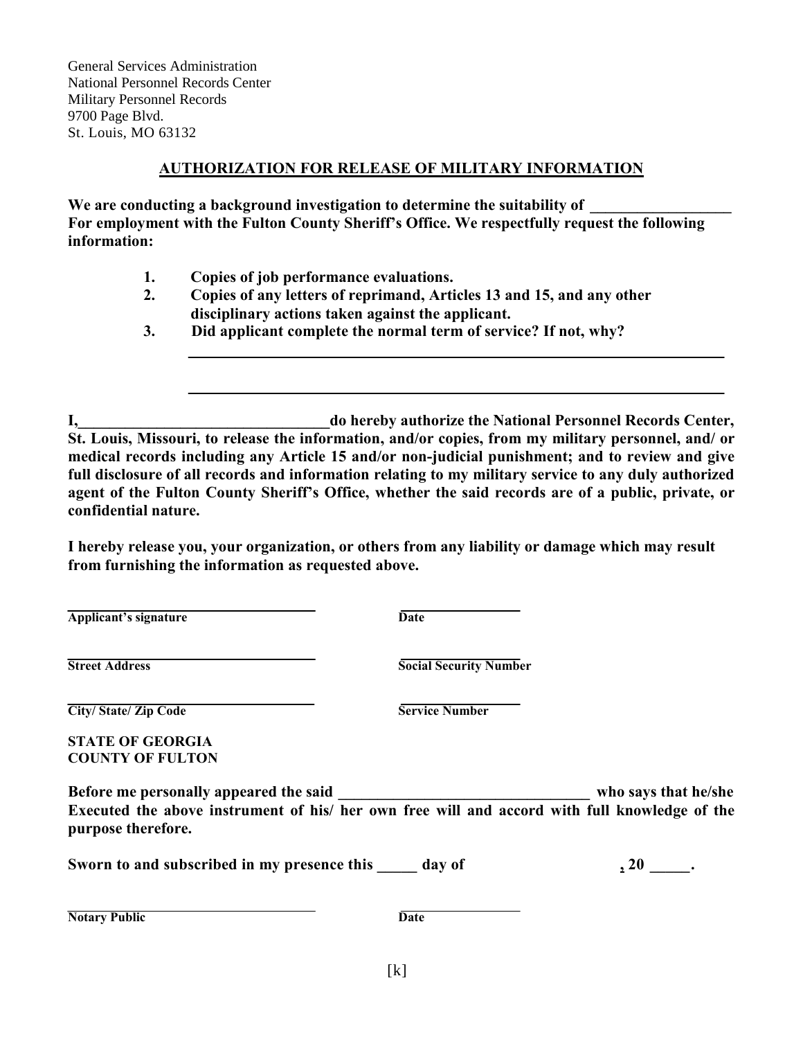General Services Administration
National Personnel Records Center
Military Personnel Records
9700 Page Blvd.
St. Louis, MO 63132

## AUTHORIZATION FOR RELEASE OF MILITARY INFORMATION

**We are conducting a background investigation to determine the suitability of __________________ For employment with the Fulton County Sheriff's Office. We respectfully request the following information:**

1. **Copies of job performance evaluations.**
2. **Copies of any letters of reprimand, Articles 13 and 15, and any other disciplinary actions taken against the applicant.**
3. **Did applicant complete the normal term of service? If not, why?**

______________________________________________________________________

______________________________________________________________________

**I, ________________________________ do hereby authorize the National Personnel Records Center, St. Louis, Missouri, to release the information, and/or copies, from my military personnel, and/ or medical records including any Article 15 and/or non-judicial punishment; and to review and give full disclosure of all records and information relating to my military service to any duly authorized agent of the Fulton County Sheriff's Office, whether the said records are of a public, private, or confidential nature.**

**I hereby release you, your organization, or others from any liability or damage which may result from furnishing the information as requested above.**

| | |
|---|---|
| ______________________________ | ________________ |
| **Applicant's signature** | **Date** |
| ______________________________ | ________________ |
| **Street Address** | **Social Security Number** |
| ______________________________ | ________________ |
| **City/ State/ Zip Code** | **Service Number** |

**STATE OF GEORGIA**
**COUNTY OF FULTON**

**Before me personally appeared the said ________________________________ who says that he/she Executed the above instrument of his/ her own free will and accord with full knowledge of the purpose therefore.**

**Sworn to and subscribed in my presence this _____ day of , 20 _____.**

| | |
|---|---|
| ______________________________ | ________________ |
| **Notary Public** | **Date** |

[k]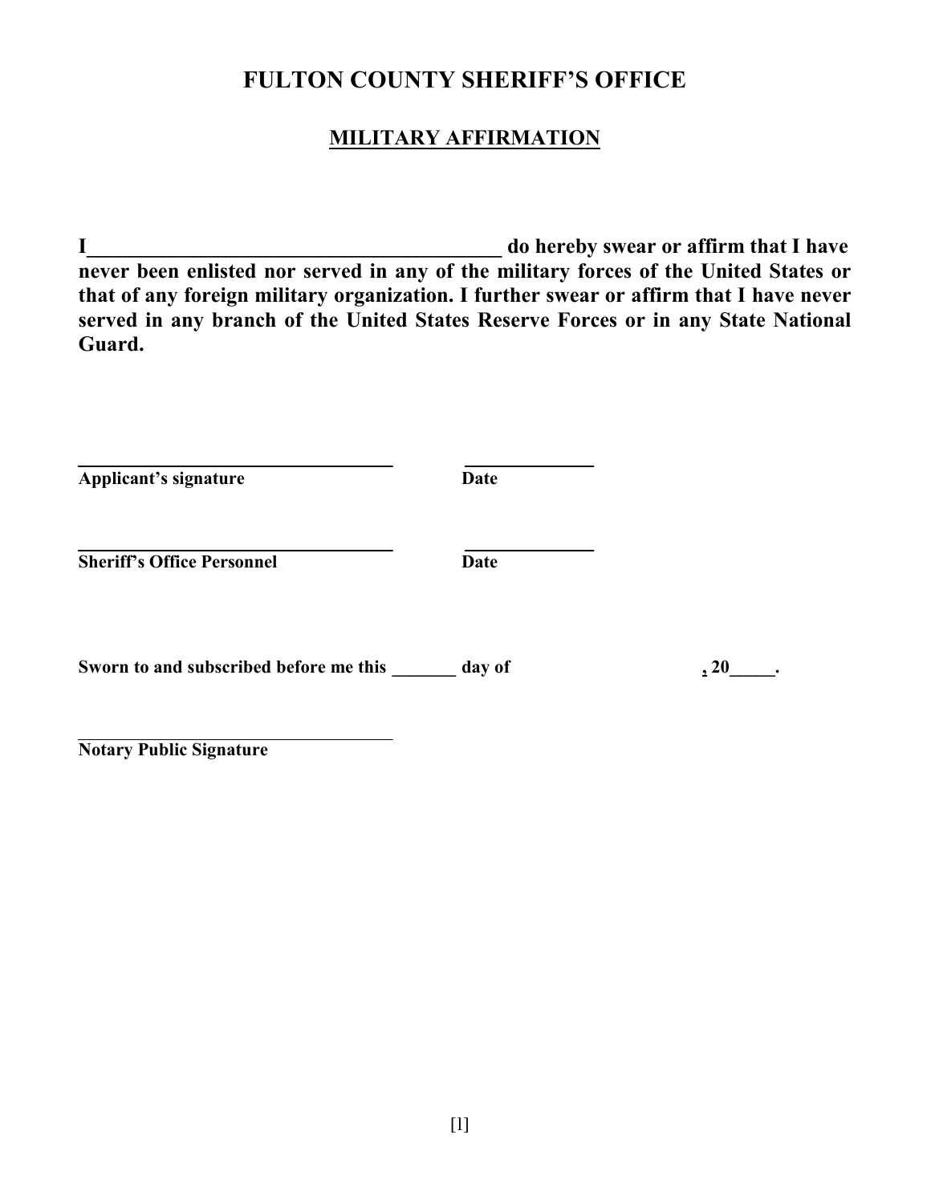# FULTON COUNTY SHERIFF'S OFFICE

## MILITARY AFFIRMATION

**I_________________________________________ do hereby swear or affirm that I have never been enlisted nor served in any of the military forces of the United States or that of any foreign military organization. I further swear or affirm that I have never served in any branch of the United States Reserve Forces or in any State National Guard.**

_________________________________ _____________
**Applicant's signature** **Date**

_________________________________ _____________
**Sheriff's Office Personnel** **Date**

**Sworn to and subscribed before me this _______ day of , 20_____.**

_________________________________
**Notary Public Signature**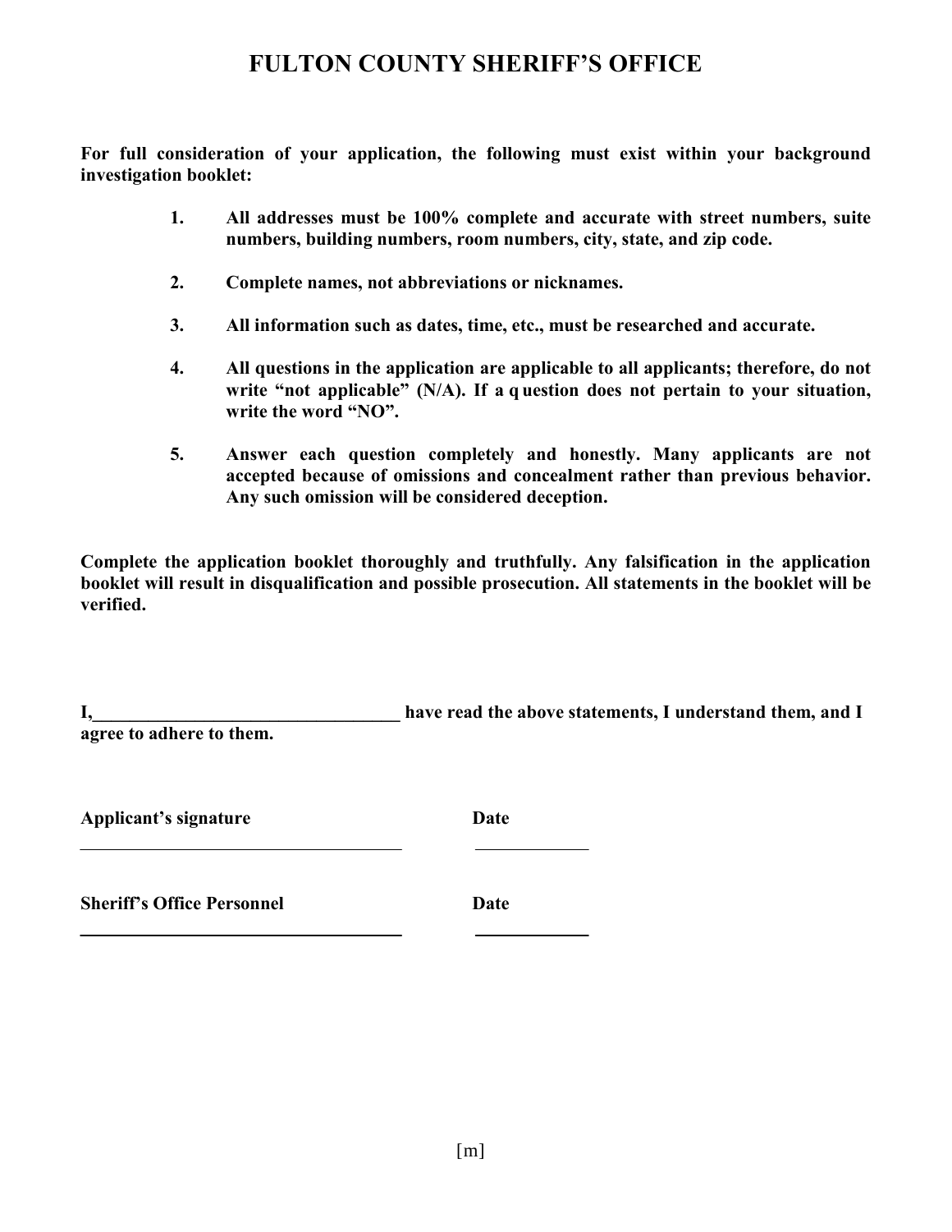# FULTON COUNTY SHERIFF'S OFFICE

**For full consideration of your application, the following must exist within your background investigation booklet:**

1. **All addresses must be 100% complete and accurate with street numbers, suite numbers, building numbers, room numbers, city, state, and zip code.**
2. **Complete names, not abbreviations or nicknames.**
3. **All information such as dates, time, etc., must be researched and accurate.**
4. **All questions in the application are applicable to all applicants; therefore, do not write "not applicable" (N/A). If a question does not pertain to your situation, write the word "NO".**
5. **Answer each question completely and honestly. Many applicants are not accepted because of omissions and concealment rather than previous behavior. Any such omission will be considered deception.**

**Complete the application booklet thoroughly and truthfully. Any falsification in the application booklet will result in disqualification and possible prosecution. All statements in the booklet will be verified.**

**I,\_\_\_\_\_\_\_\_\_\_\_\_\_\_\_\_\_\_\_\_\_\_\_\_\_\_\_\_\_\_\_\_\_\_ have read the above statements, I understand them, and I agree to adhere to them.**

**Applicant's signature** \_\_\_\_\_\_\_\_\_\_\_\_\_\_\_\_\_\_\_\_\_\_\_\_\_\_\_\_\_\_\_\_\_\_ **Date** \_\_\_\_\_\_\_\_\_\_\_\_

**Sheriff's Office Personnel** \_\_\_\_\_\_\_\_\_\_\_\_\_\_\_\_\_\_\_\_\_\_\_\_\_\_\_\_\_\_\_\_\_\_ **Date** \_\_\_\_\_\_\_\_\_\_\_\_

[m]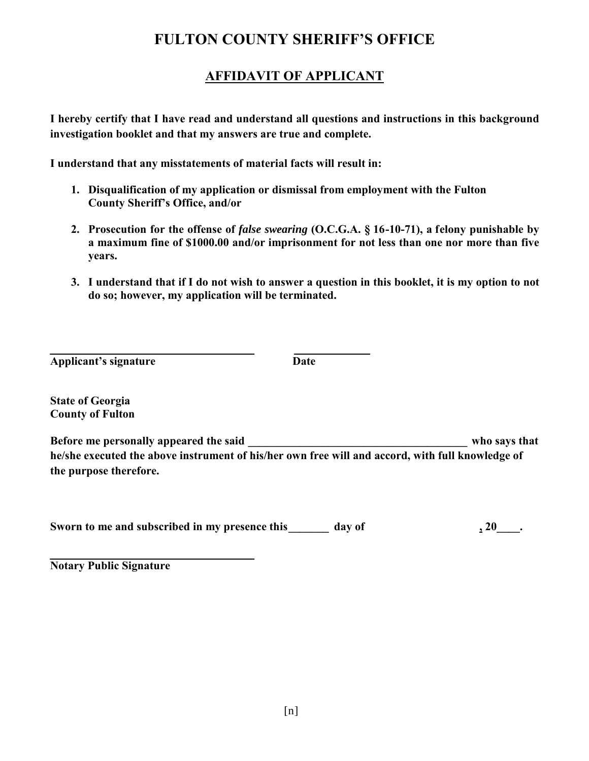# FULTON COUNTY SHERIFF'S OFFICE

## AFFIDAVIT OF APPLICANT

**I hereby certify that I have read and understand all questions and instructions in this background investigation booklet and that my answers are true and complete.**

**I understand that any misstatements of material facts will result in:**

1. **Disqualification of my application or dismissal from employment with the Fulton County Sheriff's Office, and/or**

2. **Prosecution for the offense of *false swearing* (O.C.G.A. § 16-10-71), a felony punishable by a maximum fine of $1000.00 and/or imprisonment for not less than one nor more than five years.**

3. **I understand that if I do not wish to answer a question in this booklet, it is my option to not do so; however, my application will be terminated.**

\_\_\_\_\_\_\_\_\_\_\_\_\_\_\_\_\_\_\_\_\_\_\_\_\_\_\_\_\_\_\_\_\_\_\_\_ \_\_\_\_\_\_\_\_\_\_\_\_\_
**Applicant's signature** **Date**

**State of Georgia**
**County of Fulton**

**Before me personally appeared the said \_\_\_\_\_\_\_\_\_\_\_\_\_\_\_\_\_\_\_\_\_\_\_\_\_\_\_\_\_\_\_\_\_\_\_\_\_\_ who says that he/she executed the above instrument of his/her own free will and accord, with full knowledge of the purpose therefore.**

**Sworn to me and subscribed in my presence this\_\_\_\_\_\_\_ day of , 20\_\_\_\_.**

\_\_\_\_\_\_\_\_\_\_\_\_\_\_\_\_\_\_\_\_\_\_\_\_\_\_\_\_\_\_\_\_\_\_\_\_
**Notary Public Signature**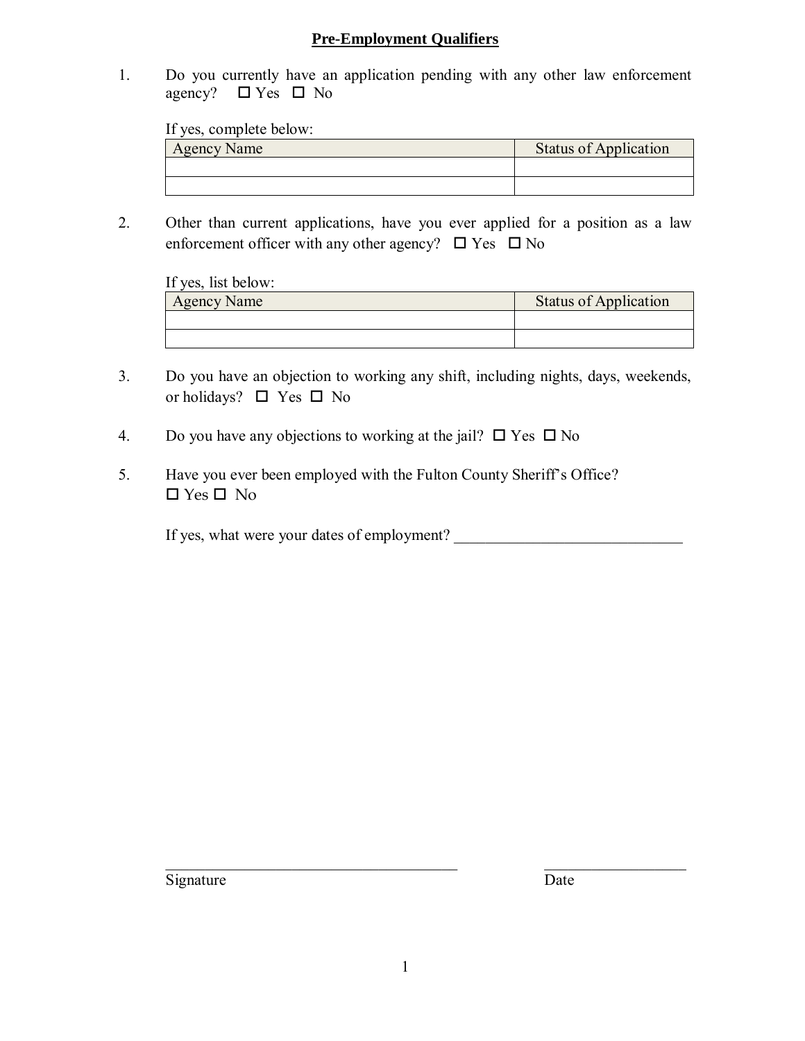## Pre-Employment Qualifiers

1. Do you currently have an application pending with any other law enforcement agency? ☐ Yes ☐ No

   If yes, complete below:

   | Agency Name | Status of Application |
   |---|---|
   | | |
   | | |

2. Other than current applications, have you ever applied for a position as a law enforcement officer with any other agency? ☐ Yes ☐ No

   If yes, list below:

   | Agency Name | Status of Application |
   |---|---|
   | | |
   | | |

3. Do you have an objection to working any shift, including nights, days, weekends, or holidays? ☐ Yes ☐ No

4. Do you have any objections to working at the jail? ☐ Yes ☐ No

5. Have you ever been employed with the Fulton County Sheriff's Office?
   ☐ Yes ☐ No

   If yes, what were your dates of employment? ______________________________

_______________________________________ ____________________
Signature Date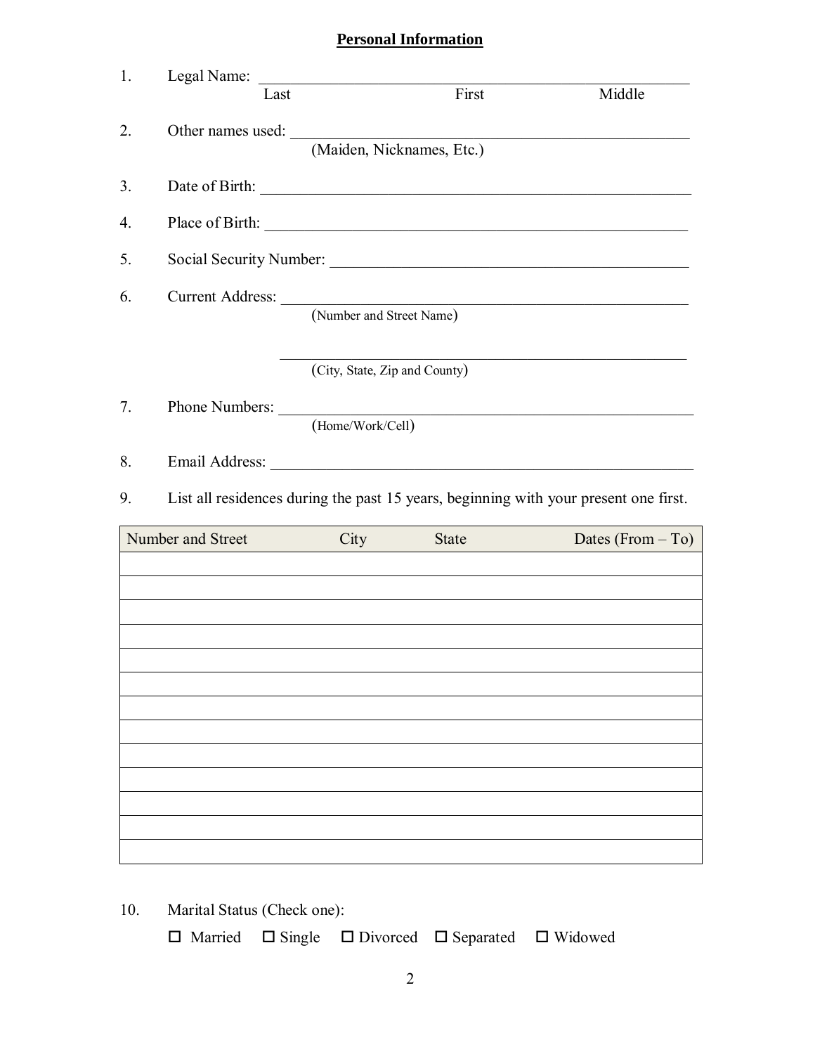## Personal Information

1. Legal Name: ____________________________________________________________
   Last                                        First                                        Middle

2. Other names used: _______________________________________________________
   (Maiden, Nicknames, Etc.)

3. Date of Birth: __________________________________________________________

4. Place of Birth: _________________________________________________________

5. Social Security Number: __________________________________________________

6. Current Address: ________________________________________________________
   (Number and Street Name)

   ________________________________________________________
   (City, State, Zip and County)

7. Phone Numbers: _________________________________________________________
   (Home/Work/Cell)

8. Email Address: _________________________________________________________

9. List all residences during the past 15 years, beginning with your present one first.

| Number and Street | City | State | Dates (From – To) |
|---|---|---|---|
| | | | |
| | | | |
| | | | |
| | | | |
| | | | |
| | | | |
| | | | |
| | | | |
| | | | |
| | | | |
| | | | |
| | | | |
| | | | |

10. Marital Status (Check one):

    ☐ Married ☐ Single ☐ Divorced ☐ Separated ☐ Widowed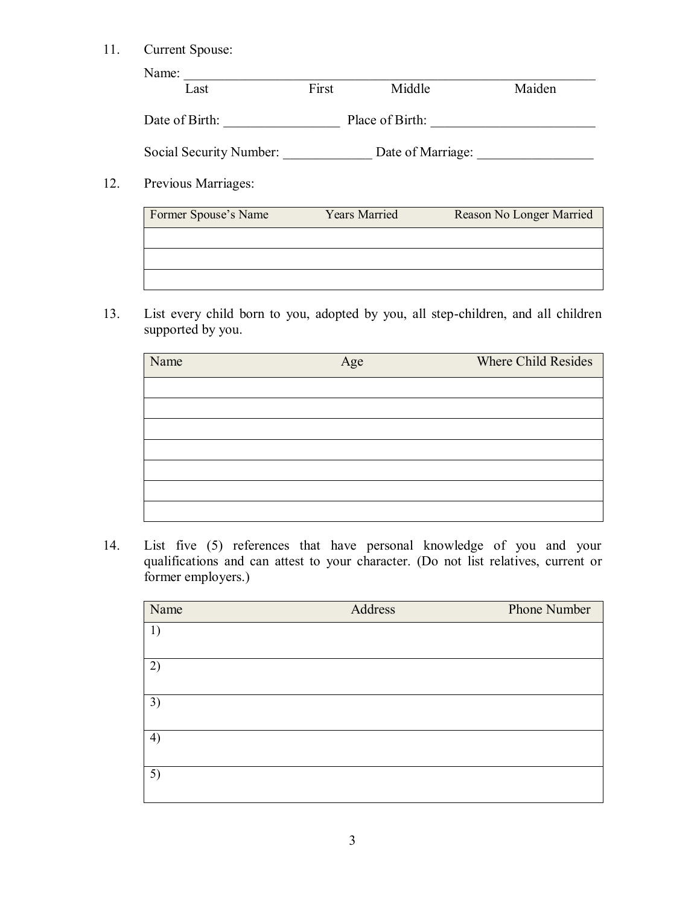11. Current Spouse:

    Name: ______________________________________________________________
    Last First Middle Maiden

    Date of Birth: _________________ Place of Birth: ________________________

    Social Security Number: _____________ Date of Marriage: _________________

12. Previous Marriages:

| Former Spouse's Name | Years Married | Reason No Longer Married |
|---|---|---|
| | | |
| | | |
| | | |

13. List every child born to you, adopted by you, all step-children, and all children supported by you.

| Name | Age | Where Child Resides |
|---|---|---|
| | | |
| | | |
| | | |
| | | |
| | | |
| | | |
| | | |

14. List five (5) references that have personal knowledge of you and your qualifications and can attest to your character. (Do not list relatives, current or former employers.)

| Name | Address | Phone Number |
|---|---|---|
| 1) | | |
| 2) | | |
| 3) | | |
| 4) | | |
| 5) | | |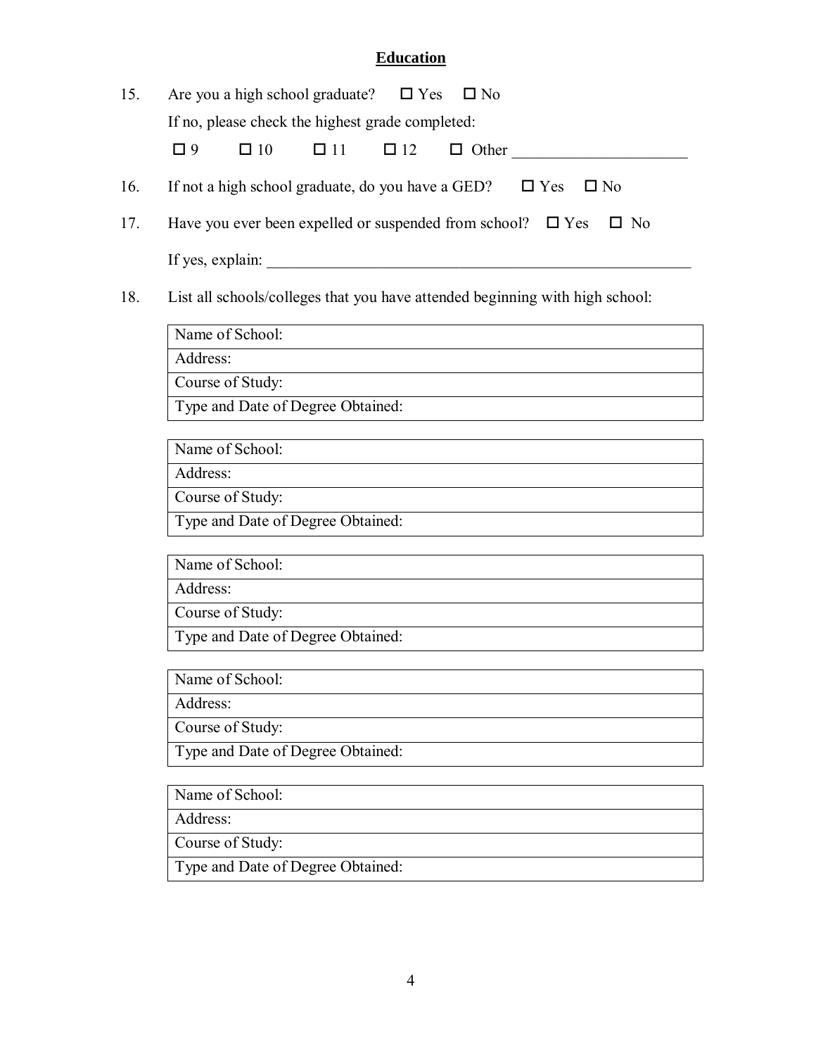## Education

15. Are you a high school graduate? ☐ Yes ☐ No

    If no, please check the highest grade completed:

    ☐ 9 ☐ 10 ☐ 11 ☐ 12 ☐ Other ______________________

16. If not a high school graduate, do you have a GED? ☐ Yes ☐ No

17. Have you ever been expelled or suspended from school? ☐ Yes ☐ No

    If yes, explain: ________________________________________________________

18. List all schools/colleges that you have attended beginning with high school:

| Name of School: |
|---|
| Address: |
| Course of Study: |
| Type and Date of Degree Obtained: |

| Name of School: |
|---|
| Address: |
| Course of Study: |
| Type and Date of Degree Obtained: |

| Name of School: |
|---|
| Address: |
| Course of Study: |
| Type and Date of Degree Obtained: |

| Name of School: |
|---|
| Address: |
| Course of Study: |
| Type and Date of Degree Obtained: |

| Name of School: |
|---|
| Address: |
| Course of Study: |
| Type and Date of Degree Obtained: |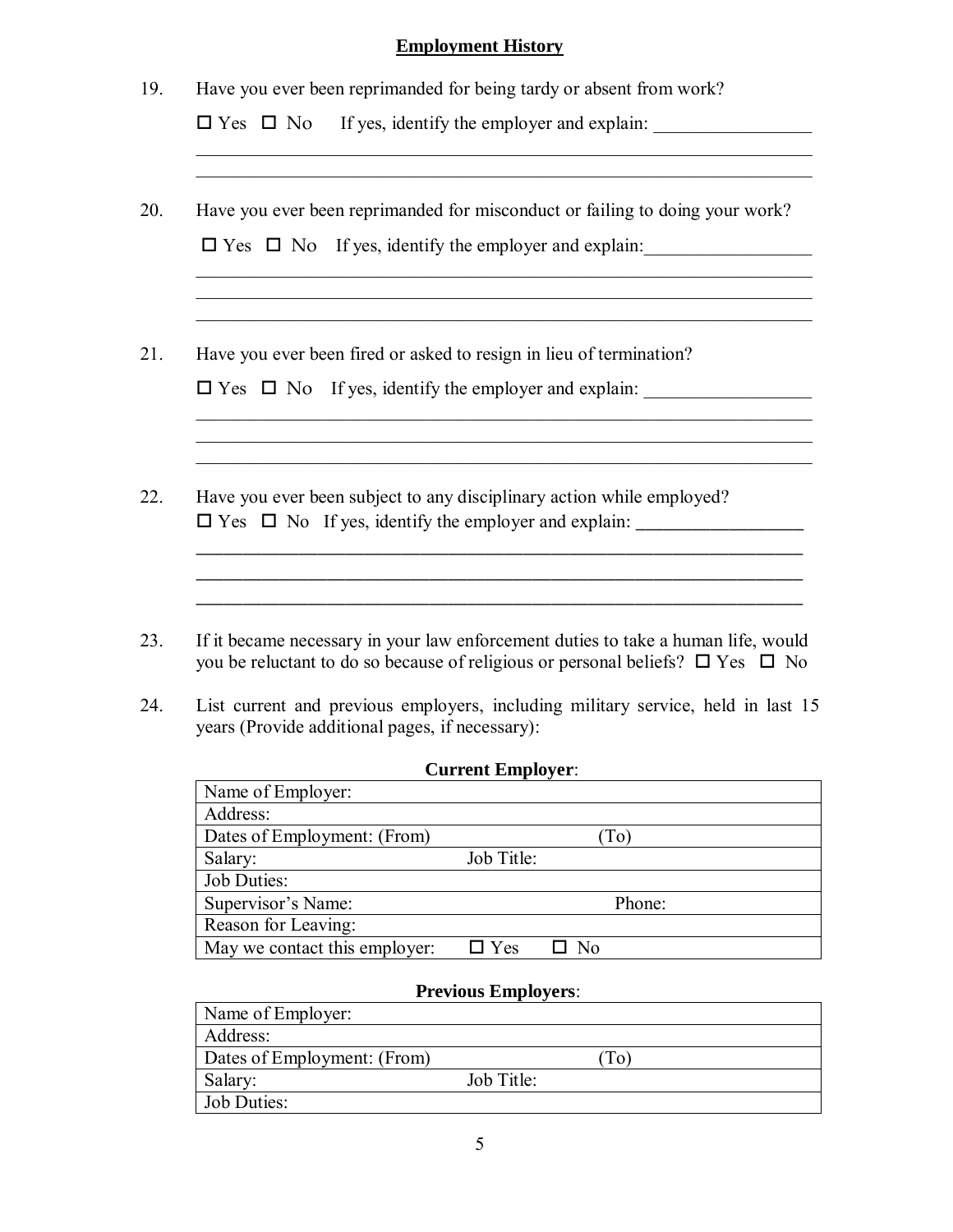## Employment History

19. Have you ever been reprimanded for being tardy or absent from work?

    ☐ Yes ☐ No If yes, identify the employer and explain: ________________

    ______________________________________________________________________

    ______________________________________________________________________

20. Have you ever been reprimanded for misconduct or failing to doing your work?

    ☐ Yes ☐ No If yes, identify the employer and explain: ________________

    ______________________________________________________________________

    ______________________________________________________________________

    ______________________________________________________________________

21. Have you ever been fired or asked to resign in lieu of termination?

    ☐ Yes ☐ No If yes, identify the employer and explain: ________________

    ______________________________________________________________________

    ______________________________________________________________________

    ______________________________________________________________________

22. Have you ever been subject to any disciplinary action while employed?
    ☐ Yes ☐ No If yes, identify the employer and explain: ________________

    ______________________________________________________________________

    ______________________________________________________________________

    ______________________________________________________________________

23. If it became necessary in your law enforcement duties to take a human life, would you be reluctant to do so because of religious or personal beliefs? ☐ Yes ☐ No

24. List current and previous employers, including military service, held in last 15 years (Provide additional pages, if necessary):

**Current Employer**:

| Name of Employer: | | |
|---|---|---|
| Address: | | |
| Dates of Employment: (From) | | (To) |
| Salary: | Job Title: | |
| Job Duties: | | |
| Supervisor's Name: | | Phone: |
| Reason for Leaving: | | |
| May we contact this employer: | ☐ Yes | ☐ No |

**Previous Employers**:

| Name of Employer: | | |
|---|---|---|
| Address: | | |
| Dates of Employment: (From) | | (To) |
| Salary: | Job Title: | |
| Job Duties: | | |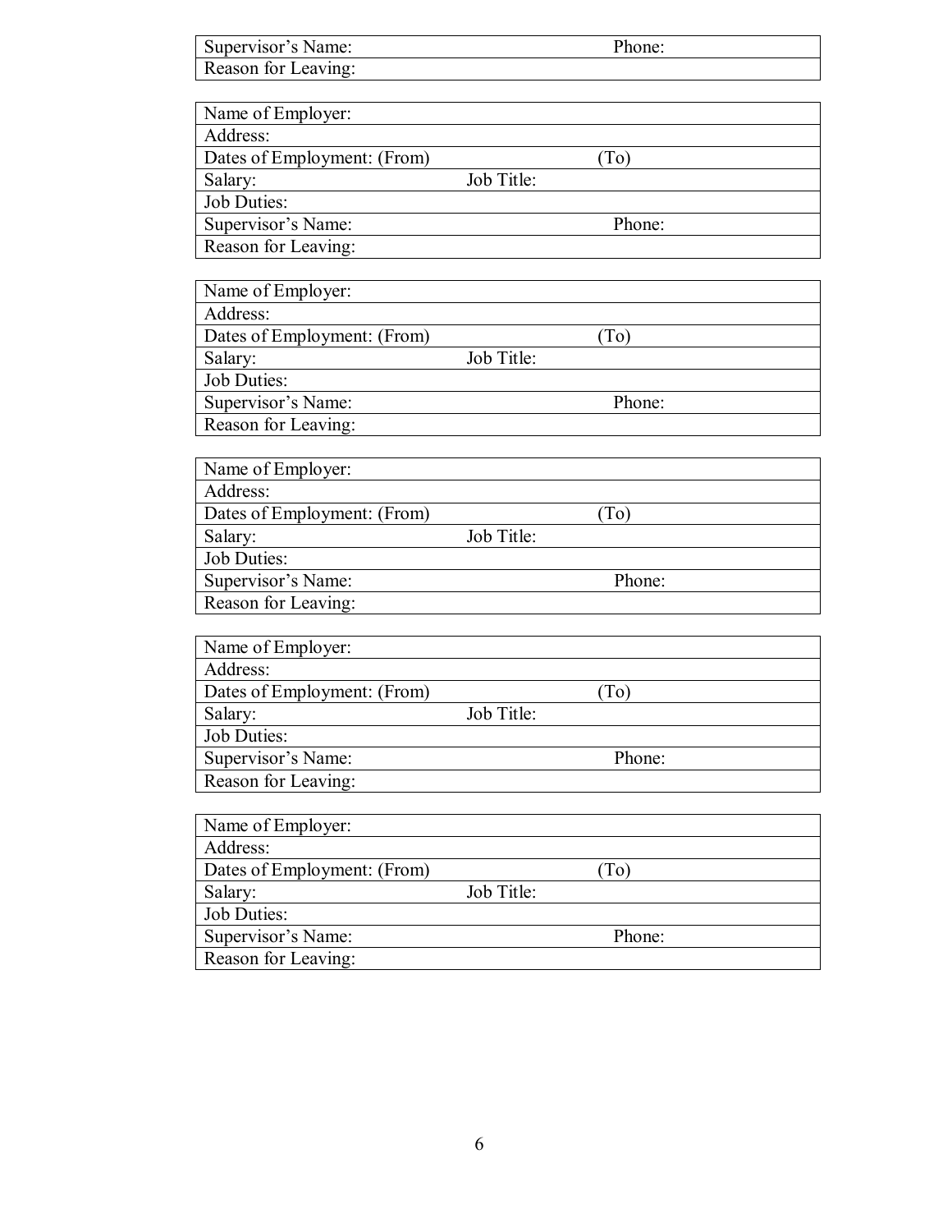| Supervisor's Name: | Phone: |
|---|---|
| Reason for Leaving: | |

| Name of Employer: | | |
|---|---|---|
| Address: | | |
| Dates of Employment: (From) | | (To) |
| Salary: | Job Title: | |
| Job Duties: | | |
| Supervisor's Name: | | Phone: |
| Reason for Leaving: | | |

| Name of Employer: | | |
|---|---|---|
| Address: | | |
| Dates of Employment: (From) | | (To) |
| Salary: | Job Title: | |
| Job Duties: | | |
| Supervisor's Name: | | Phone: |
| Reason for Leaving: | | |

| Name of Employer: | | |
|---|---|---|
| Address: | | |
| Dates of Employment: (From) | | (To) |
| Salary: | Job Title: | |
| Job Duties: | | |
| Supervisor's Name: | | Phone: |
| Reason for Leaving: | | |

| Name of Employer: | | |
|---|---|---|
| Address: | | |
| Dates of Employment: (From) | | (To) |
| Salary: | Job Title: | |
| Job Duties: | | |
| Supervisor's Name: | | Phone: |
| Reason for Leaving: | | |

| Name of Employer: | | |
|---|---|---|
| Address: | | |
| Dates of Employment: (From) | | (To) |
| Salary: | Job Title: | |
| Job Duties: | | |
| Supervisor's Name: | | Phone: |
| Reason for Leaving: | | |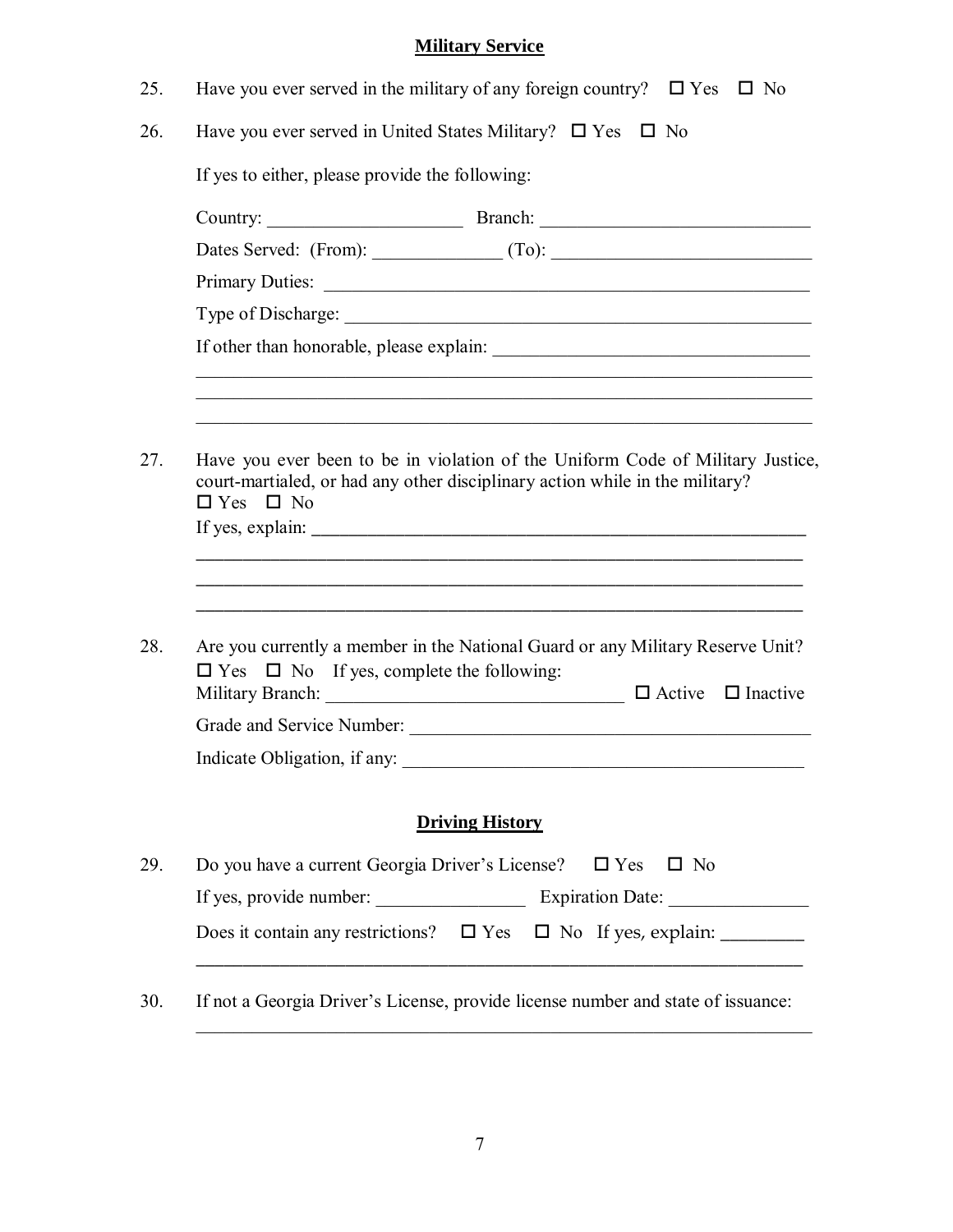## Military Service

25. Have you ever served in the military of any foreign country? ☐ Yes ☐ No

26. Have you ever served in United States Military? ☐ Yes ☐ No

    If yes to either, please provide the following:

    Country: ____________________ Branch: ____________________________

    Dates Served: (From): _____________ (To): ___________________________

    Primary Duties: ____________________________________________________

    Type of Discharge: _________________________________________________

    If other than honorable, please explain: ________________________________

    ____________________________________________________________________

    ____________________________________________________________________

    ____________________________________________________________________

27. Have you ever been to be in violation of the Uniform Code of Military Justice, court-martialed, or had any other disciplinary action while in the military?
    ☐ Yes ☐ No
    If yes, explain: ____________________________________________________

    ____________________________________________________________________

    ____________________________________________________________________

    ____________________________________________________________________

28. Are you currently a member in the National Guard or any Military Reserve Unit?
    ☐ Yes ☐ No If yes, complete the following:
    Military Branch: ______________________________ ☐ Active ☐ Inactive

    Grade and Service Number: ___________________________________________

    Indicate Obligation, if any: ___________________________________________

## Driving History

29. Do you have a current Georgia Driver's License? ☐ Yes ☐ No

    If yes, provide number: _______________ Expiration Date: ______________

    Does it contain any restrictions? ☐ Yes ☐ No If yes, explain: ________

    ____________________________________________________________________

30. If not a Georgia Driver's License, provide license number and state of issuance:

    ____________________________________________________________________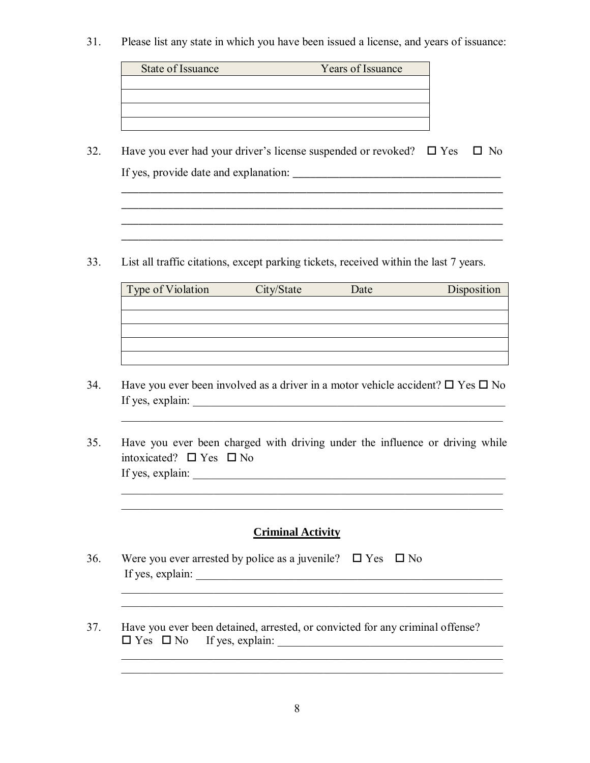31. Please list any state in which you have been issued a license, and years of issuance:

| State of Issuance | Years of Issuance |
|---|---|
| | |
| | |
| | |
| | |

32. Have you ever had your driver's license suspended or revoked? ☐ Yes ☐ No

    If yes, provide date and explanation: ____________________________________

    ____________________________________________________________________

    ____________________________________________________________________

    ____________________________________________________________________

    ____________________________________________________________________

33. List all traffic citations, except parking tickets, received within the last 7 years.

| Type of Violation | City/State | Date | Disposition |
|---|---|---|---|
| | | | |
| | | | |
| | | | |
| | | | |
| | | | |

34. Have you ever been involved as a driver in a motor vehicle accident? ☐ Yes ☐ No
    If yes, explain: ________________________________________________________

    ____________________________________________________________________

35. Have you ever been charged with driving under the influence or driving while intoxicated? ☐ Yes ☐ No
    If yes, explain: ________________________________________________________

    ____________________________________________________________________

    ____________________________________________________________________

## Criminal Activity

36. Were you ever arrested by police as a juvenile? ☐ Yes ☐ No
    If yes, explain: ________________________________________________________

    ____________________________________________________________________

    ____________________________________________________________________

37. Have you ever been detained, arrested, or convicted for any criminal offense?
    ☐ Yes ☐ No If yes, explain: ________________________________________

    ____________________________________________________________________

    ____________________________________________________________________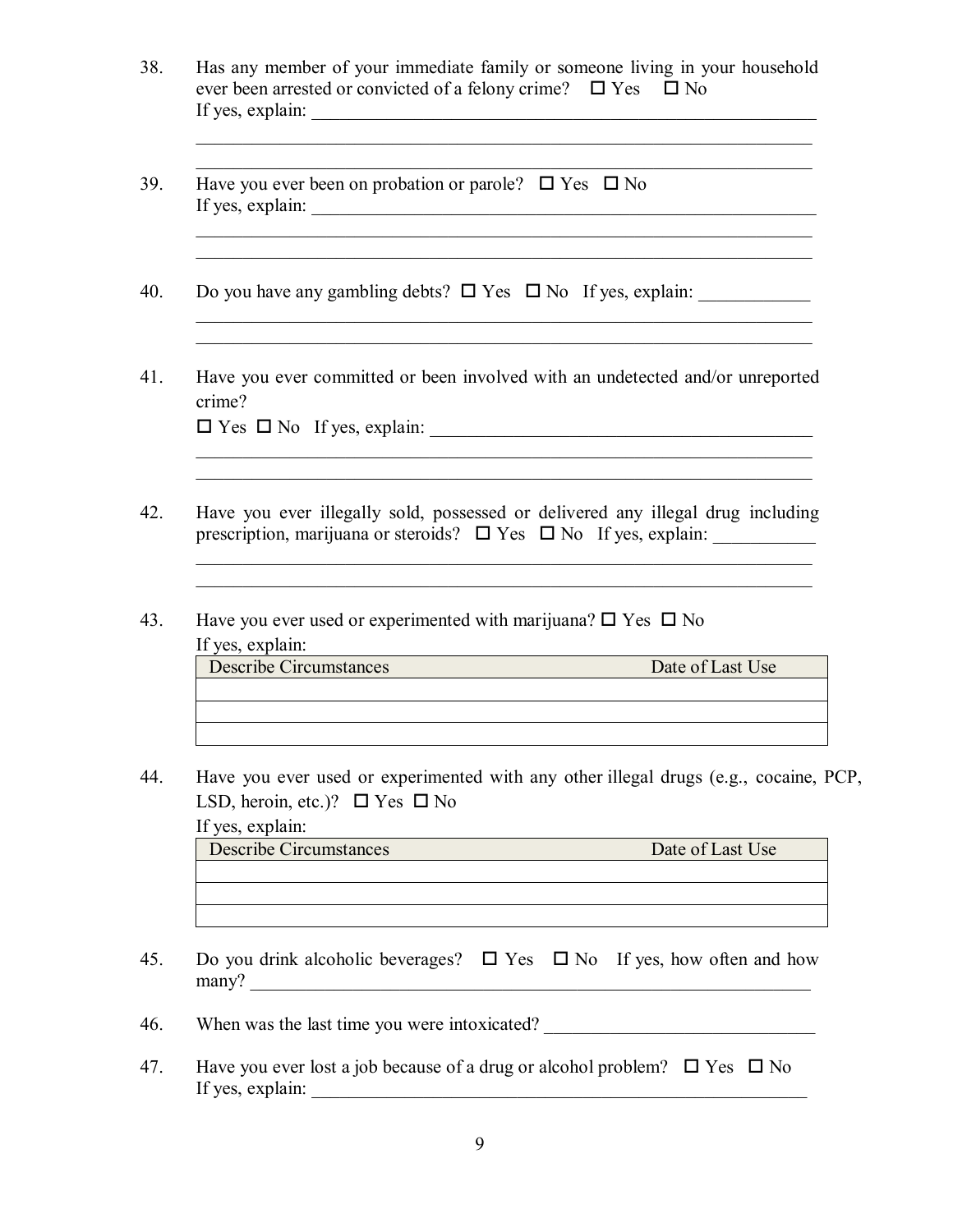38. Has any member of your immediate family or someone living in your household ever been arrested or convicted of a felony crime? ☐ Yes ☐ No
If yes, explain: ___________________________________________________________
_____________________________________________________________________________
_____________________________________________________________________________

39. Have you ever been on probation or parole? ☐ Yes ☐ No
If yes, explain: ___________________________________________________________
_____________________________________________________________________________
_____________________________________________________________________________

40. Do you have any gambling debts? ☐ Yes ☐ No If yes, explain: ____________
_____________________________________________________________________________
_____________________________________________________________________________

41. Have you ever committed or been involved with an undetected and/or unreported crime?
☐ Yes ☐ No If yes, explain: ____________________________________________
_____________________________________________________________________________
_____________________________________________________________________________

42. Have you ever illegally sold, possessed or delivered any illegal drug including prescription, marijuana or steroids? ☐ Yes ☐ No If yes, explain: ___________
_____________________________________________________________________________
_____________________________________________________________________________

43. Have you ever used or experimented with marijuana? ☐ Yes ☐ No
If yes, explain:

| Describe Circumstances | Date of Last Use |
|---|---|
| | |
| | |
| | |

44. Have you ever used or experimented with any other illegal drugs (e.g., cocaine, PCP, LSD, heroin, etc.)? ☐ Yes ☐ No
If yes, explain:

| Describe Circumstances | Date of Last Use |
|---|---|
| | |
| | |
| | |

45. Do you drink alcoholic beverages? ☐ Yes ☐ No If yes, how often and how many? ___________________________________________________________________

46. When was the last time you were intoxicated? _____________________________

47. Have you ever lost a job because of a drug or alcohol problem? ☐ Yes ☐ No
If yes, explain: ___________________________________________________________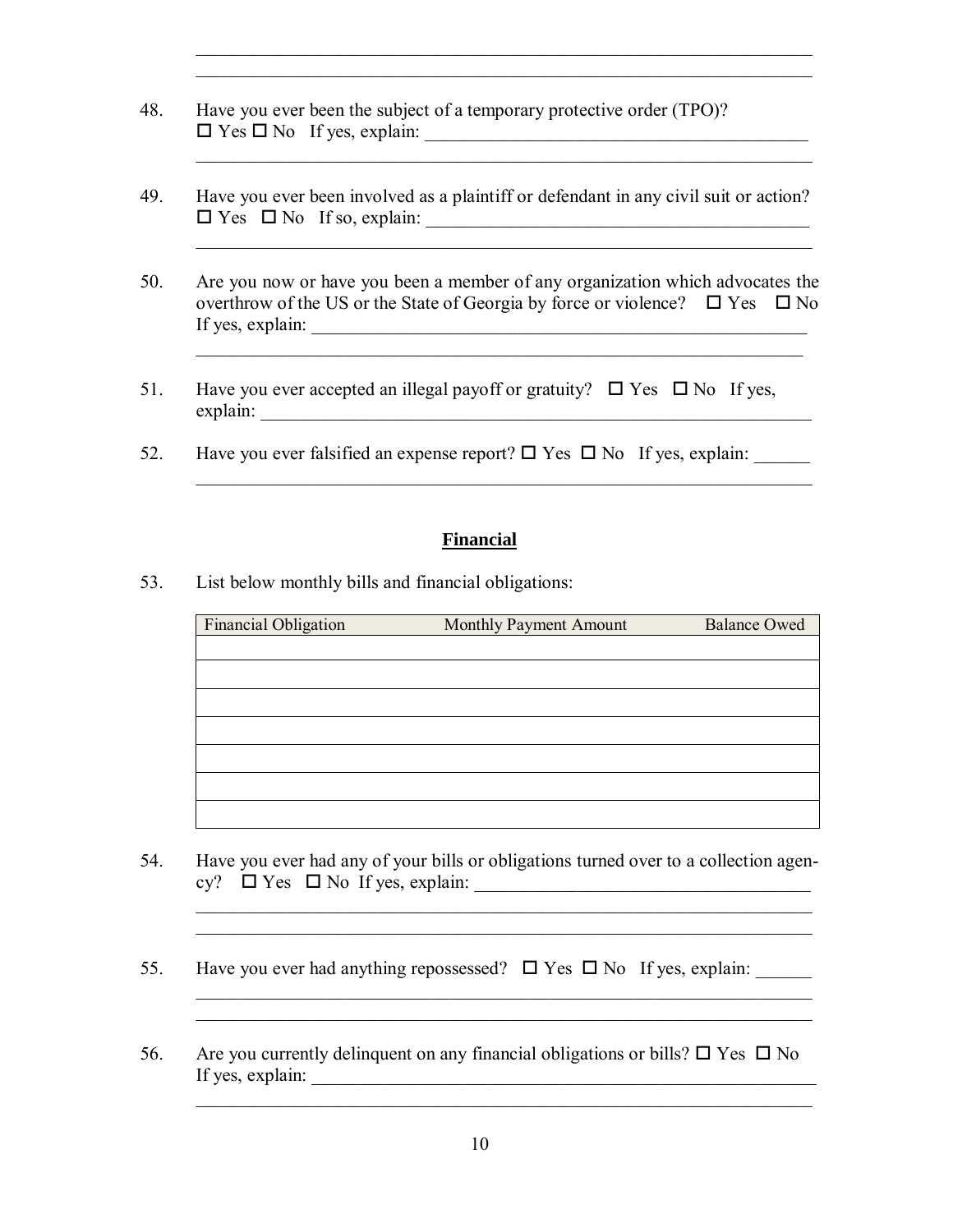48. Have you ever been the subject of a temporary protective order (TPO)?
☐ Yes ☐ No If yes, explain: ______________________________________________
_______________________________________________________________________

49. Have you ever been involved as a plaintiff or defendant in any civil suit or action?
☐ Yes ☐ No If so, explain: ______________________________________________
_______________________________________________________________________

50. Are you now or have you been a member of any organization which advocates the overthrow of the US or the State of Georgia by force or violence? ☐ Yes ☐ No
If yes, explain: __________________________________________________________
_______________________________________________________________________

51. Have you ever accepted an illegal payoff or gratuity? ☐ Yes ☐ No If yes, explain: ________________________________________________________________

52. Have you ever falsified an expense report? ☐ Yes ☐ No If yes, explain: ______
_______________________________________________________________________

## Financial

53. List below monthly bills and financial obligations:

| Financial Obligation | Monthly Payment Amount | Balance Owed |
|---|---|---|
| | | |
| | | |
| | | |
| | | |
| | | |
| | | |
| | | |

54. Have you ever had any of your bills or obligations turned over to a collection agency? ☐ Yes ☐ No If yes, explain: ______________________________________
_______________________________________________________________________
_______________________________________________________________________

55. Have you ever had anything repossessed? ☐ Yes ☐ No If yes, explain: ______
_______________________________________________________________________
_______________________________________________________________________

56. Are you currently delinquent on any financial obligations or bills? ☐ Yes ☐ No
If yes, explain: __________________________________________________________
_______________________________________________________________________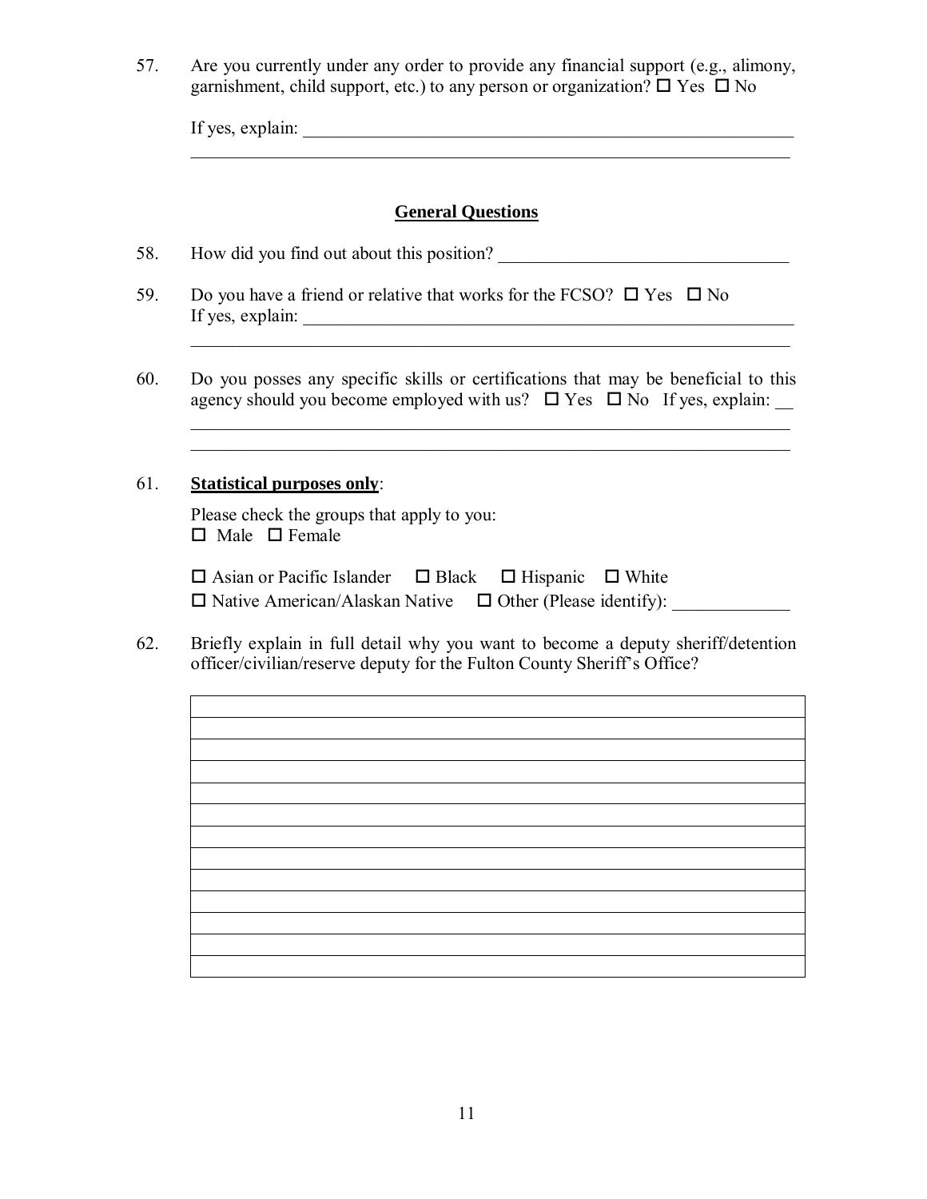57. Are you currently under any order to provide any financial support (e.g., alimony, garnishment, child support, etc.) to any person or organization? ☐ Yes ☐ No

    If yes, explain: ______________________________________________________

    ______________________________________________________________________

## General Questions

58. How did you find out about this position? ________________________________

59. Do you have a friend or relative that works for the FCSO? ☐ Yes ☐ No
    If yes, explain: ______________________________________________________

    ______________________________________________________________________

60. Do you posses any specific skills or certifications that may be beneficial to this agency should you become employed with us? ☐ Yes ☐ No If yes, explain: __

    ______________________________________________________________________

    ______________________________________________________________________

61. **Statistical purposes only**:

    Please check the groups that apply to you:
    ☐ Male ☐ Female

    ☐ Asian or Pacific Islander ☐ Black ☐ Hispanic ☐ White
    ☐ Native American/Alaskan Native ☐ Other (Please identify): _____________

62. Briefly explain in full detail why you want to become a deputy sheriff/detention officer/civilian/reserve deputy for the Fulton County Sheriff's Office?

| |
|---|
| |
| |
| |
| |
| |
| |
| |
| |
| |
| |
| |
| |